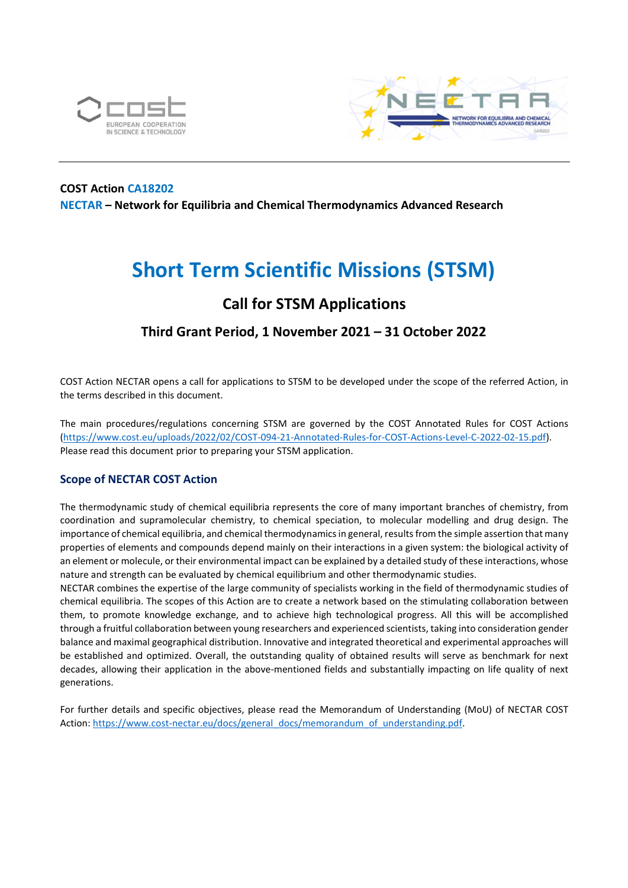**COST Action CA18202**
**NECTAR – Network for Equilibria and Chemical Thermodynamics Advanced Research**

# Short Term Scientific Missions (STSM)

## Call for STSM Applications

### Third Grant Period, 1 November 2021 – 31 October 2022

COST Action NECTAR opens a call for applications to STSM to be developed under the scope of the referred Action, in the terms described in this document.

The main procedures/regulations concerning STSM are governed by the COST Annotated Rules for COST Actions (https://www.cost.eu/uploads/2022/02/COST-094-21-Annotated-Rules-for-COST-Actions-Level-C-2022-02-15.pdf). Please read this document prior to preparing your STSM application.

### Scope of NECTAR COST Action

The thermodynamic study of chemical equilibria represents the core of many important branches of chemistry, from coordination and supramolecular chemistry, to chemical speciation, to molecular modelling and drug design. The importance of chemical equilibria, and chemical thermodynamics in general, results from the simple assertion that many properties of elements and compounds depend mainly on their interactions in a given system: the biological activity of an element or molecule, or their environmental impact can be explained by a detailed study of these interactions, whose nature and strength can be evaluated by chemical equilibrium and other thermodynamic studies.

NECTAR combines the expertise of the large community of specialists working in the field of thermodynamic studies of chemical equilibria. The scopes of this Action are to create a network based on the stimulating collaboration between them, to promote knowledge exchange, and to achieve high technological progress. All this will be accomplished through a fruitful collaboration between young researchers and experienced scientists, taking into consideration gender balance and maximal geographical distribution. Innovative and integrated theoretical and experimental approaches will be established and optimized. Overall, the outstanding quality of obtained results will serve as benchmark for next decades, allowing their application in the above-mentioned fields and substantially impacting on life quality of next generations.

For further details and specific objectives, please read the Memorandum of Understanding (MoU) of NECTAR COST Action: https://www.cost-nectar.eu/docs/general_docs/memorandum_of_understanding.pdf.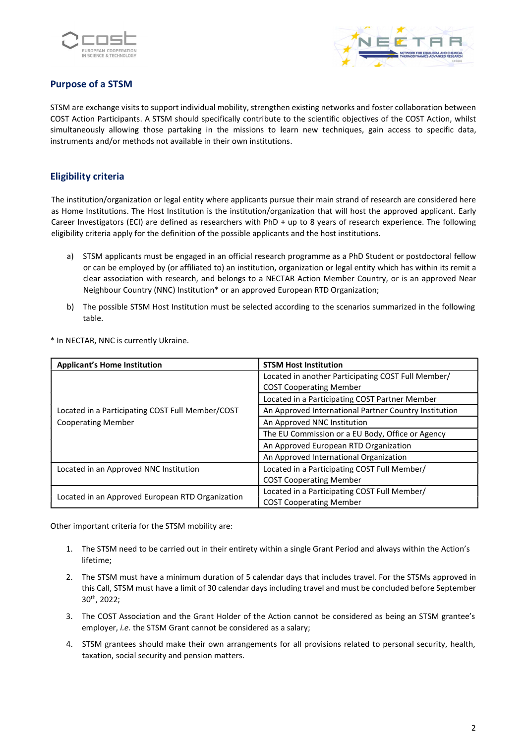## Purpose of a STSM

STSM are exchange visits to support individual mobility, strengthen existing networks and foster collaboration between COST Action Participants. A STSM should specifically contribute to the scientific objectives of the COST Action, whilst simultaneously allowing those partaking in the missions to learn new techniques, gain access to specific data, instruments and/or methods not available in their own institutions.

## Eligibility criteria

The institution/organization or legal entity where applicants pursue their main strand of research are considered here as Home Institutions. The Host Institution is the institution/organization that will host the approved applicant. Early Career Investigators (ECI) are defined as researchers with PhD + up to 8 years of research experience. The following eligibility criteria apply for the definition of the possible applicants and the host institutions.

a) STSM applicants must be engaged in an official research programme as a PhD Student or postdoctoral fellow or can be employed by (or affiliated to) an institution, organization or legal entity which has within its remit a clear association with research, and belongs to a NECTAR Action Member Country, or is an approved Near Neighbour Country (NNC) Institution* or an approved European RTD Organization;

b) The possible STSM Host Institution must be selected according to the scenarios summarized in the following table.

\* In NECTAR, NNC is currently Ukraine.

| Applicant's Home Institution | STSM Host Institution |
|---|---|
| Located in a Participating COST Full Member/COST Cooperating Member | Located in another Participating COST Full Member/ COST Cooperating Member |
| | Located in a Participating COST Partner Member |
| | An Approved International Partner Country Institution |
| | An Approved NNC Institution |
| | The EU Commission or a EU Body, Office or Agency |
| | An Approved European RTD Organization |
| | An Approved International Organization |
| Located in an Approved NNC Institution | Located in a Participating COST Full Member/ COST Cooperating Member |
| Located in an Approved European RTD Organization | Located in a Participating COST Full Member/ COST Cooperating Member |

Other important criteria for the STSM mobility are:

1. The STSM need to be carried out in their entirety within a single Grant Period and always within the Action's lifetime;
2. The STSM must have a minimum duration of 5 calendar days that includes travel. For the STSMs approved in this Call, STSM must have a limit of 30 calendar days including travel and must be concluded before September 30th, 2022;
3. The COST Association and the Grant Holder of the Action cannot be considered as being an STSM grantee's employer, *i.e.* the STSM Grant cannot be considered as a salary;
4. STSM grantees should make their own arrangements for all provisions related to personal security, health, taxation, social security and pension matters.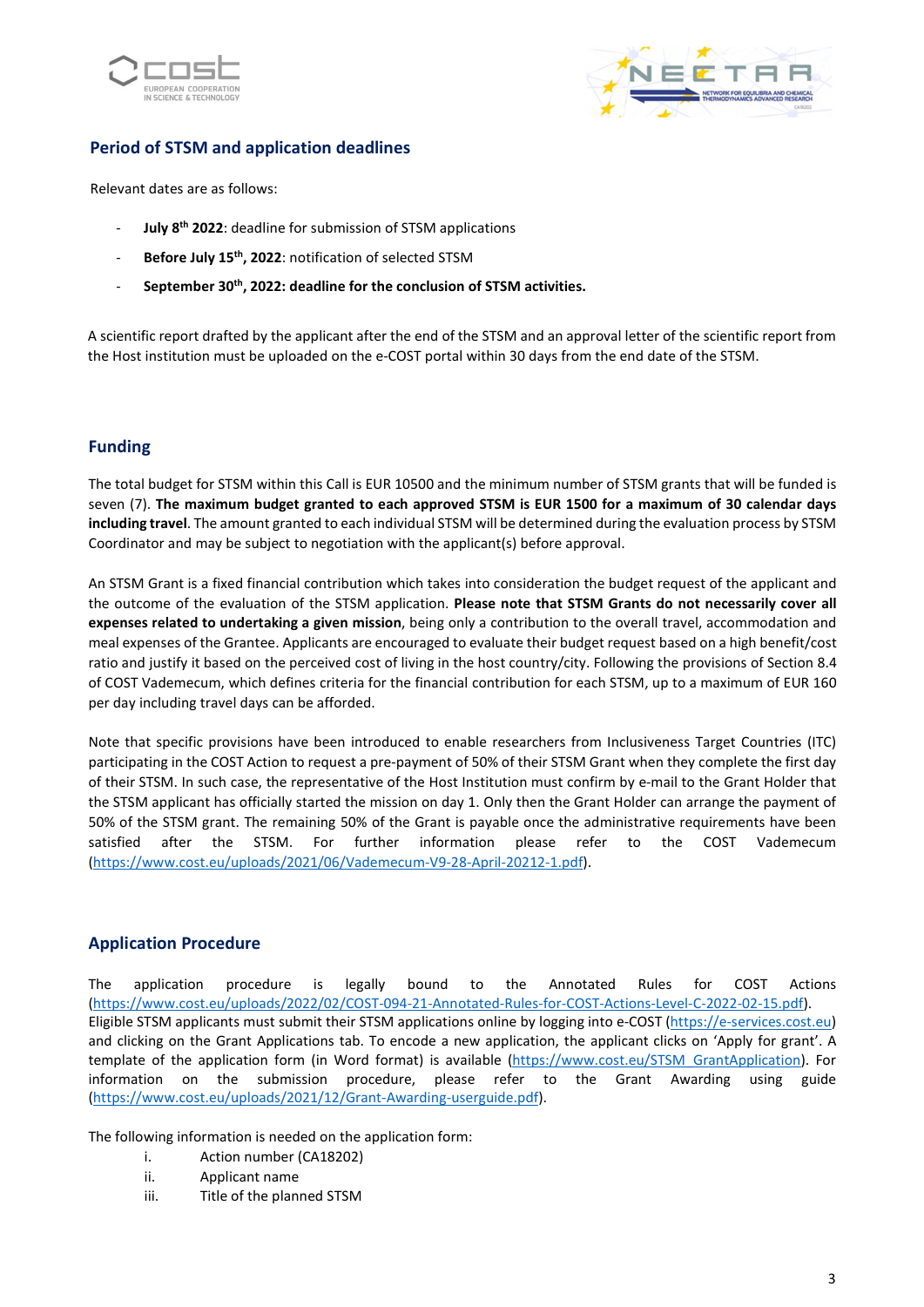## Period of STSM and application deadlines

Relevant dates are as follows:

- **July 8th 2022**: deadline for submission of STSM applications
- **Before July 15th, 2022**: notification of selected STSM
- **September 30th, 2022: deadline for the conclusion of STSM activities.**

A scientific report drafted by the applicant after the end of the STSM and an approval letter of the scientific report from the Host institution must be uploaded on the e-COST portal within 30 days from the end date of the STSM.

## Funding

The total budget for STSM within this Call is EUR 10500 and the minimum number of STSM grants that will be funded is seven (7). **The maximum budget granted to each approved STSM is EUR 1500 for a maximum of 30 calendar days including travel**. The amount granted to each individual STSM will be determined during the evaluation process by STSM Coordinator and may be subject to negotiation with the applicant(s) before approval.

An STSM Grant is a fixed financial contribution which takes into consideration the budget request of the applicant and the outcome of the evaluation of the STSM application. **Please note that STSM Grants do not necessarily cover all expenses related to undertaking a given mission**, being only a contribution to the overall travel, accommodation and meal expenses of the Grantee. Applicants are encouraged to evaluate their budget request based on a high benefit/cost ratio and justify it based on the perceived cost of living in the host country/city. Following the provisions of Section 8.4 of COST Vademecum, which defines criteria for the financial contribution for each STSM, up to a maximum of EUR 160 per day including travel days can be afforded.

Note that specific provisions have been introduced to enable researchers from Inclusiveness Target Countries (ITC) participating in the COST Action to request a pre-payment of 50% of their STSM Grant when they complete the first day of their STSM. In such case, the representative of the Host Institution must confirm by e-mail to the Grant Holder that the STSM applicant has officially started the mission on day 1. Only then the Grant Holder can arrange the payment of 50% of the STSM grant. The remaining 50% of the Grant is payable once the administrative requirements have been satisfied after the STSM. For further information please refer to the COST Vademecum (https://www.cost.eu/uploads/2021/06/Vademecum-V9-28-April-20212-1.pdf).

## Application Procedure

The application procedure is legally bound to the Annotated Rules for COST Actions (https://www.cost.eu/uploads/2022/02/COST-094-21-Annotated-Rules-for-COST-Actions-Level-C-2022-02-15.pdf). Eligible STSM applicants must submit their STSM applications online by logging into e-COST (https://e-services.cost.eu) and clicking on the Grant Applications tab. To encode a new application, the applicant clicks on 'Apply for grant'. A template of the application form (in Word format) is available (https://www.cost.eu/STSM_GrantApplication). For information on the submission procedure, please refer to the Grant Awarding using guide (https://www.cost.eu/uploads/2021/12/Grant-Awarding-userguide.pdf).

The following information is needed on the application form:

i. Action number (CA18202)
ii. Applicant name
iii. Title of the planned STSM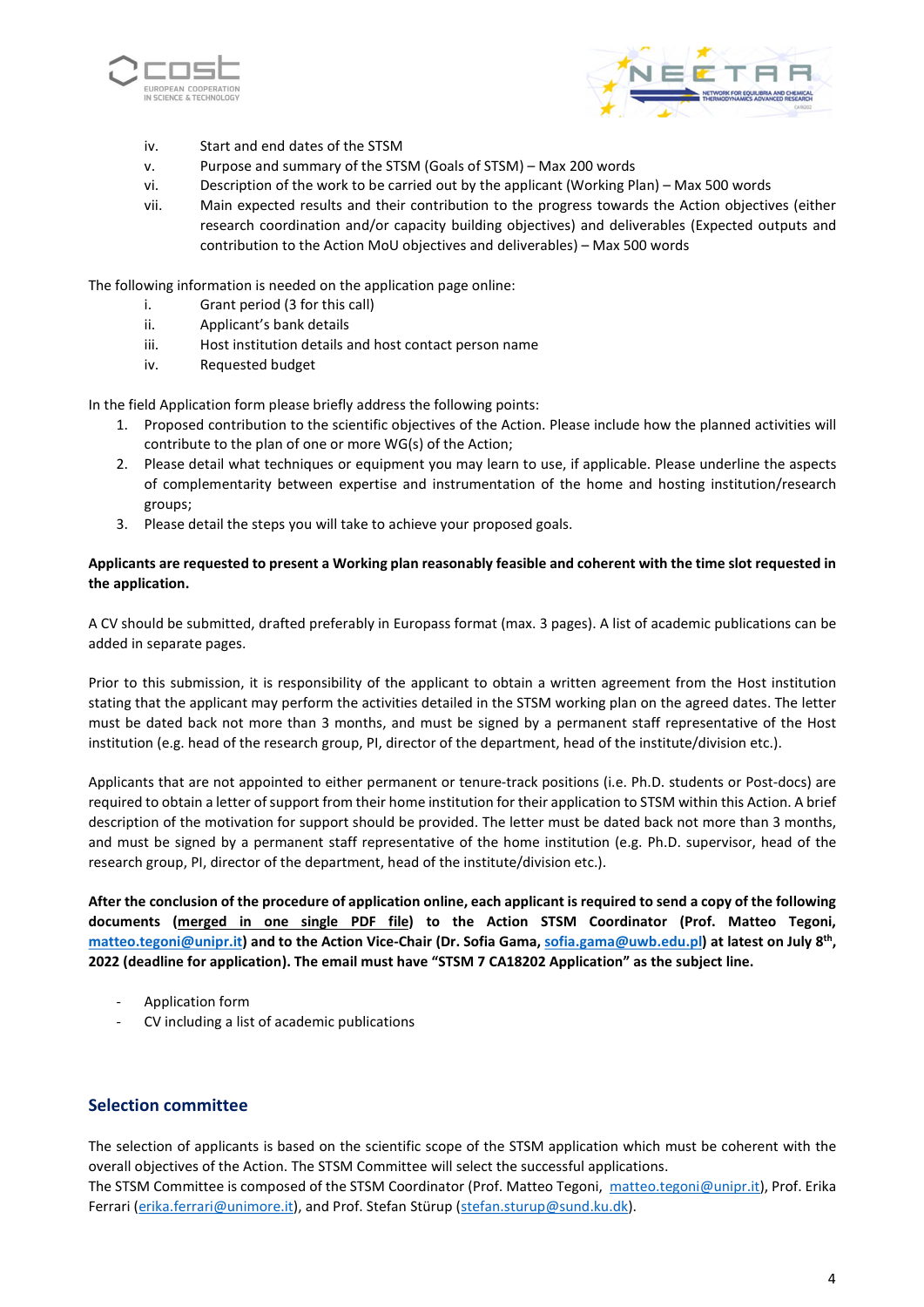iv. Start and end dates of the STSM
v. Purpose and summary of the STSM (Goals of STSM) – Max 200 words
vi. Description of the work to be carried out by the applicant (Working Plan) – Max 500 words
vii. Main expected results and their contribution to the progress towards the Action objectives (either research coordination and/or capacity building objectives) and deliverables (Expected outputs and contribution to the Action MoU objectives and deliverables) – Max 500 words

The following information is needed on the application page online:

i. Grant period (3 for this call)
ii. Applicant's bank details
iii. Host institution details and host contact person name
iv. Requested budget

In the field Application form please briefly address the following points:

1. Proposed contribution to the scientific objectives of the Action. Please include how the planned activities will contribute to the plan of one or more WG(s) of the Action;
2. Please detail what techniques or equipment you may learn to use, if applicable. Please underline the aspects of complementarity between expertise and instrumentation of the home and hosting institution/research groups;
3. Please detail the steps you will take to achieve your proposed goals.

**Applicants are requested to present a Working plan reasonably feasible and coherent with the time slot requested in the application.**

A CV should be submitted, drafted preferably in Europass format (max. 3 pages). A list of academic publications can be added in separate pages.

Prior to this submission, it is responsibility of the applicant to obtain a written agreement from the Host institution stating that the applicant may perform the activities detailed in the STSM working plan on the agreed dates. The letter must be dated back not more than 3 months, and must be signed by a permanent staff representative of the Host institution (e.g. head of the research group, PI, director of the department, head of the institute/division etc.).

Applicants that are not appointed to either permanent or tenure-track positions (i.e. Ph.D. students or Post-docs) are required to obtain a letter of support from their home institution for their application to STSM within this Action. A brief description of the motivation for support should be provided. The letter must be dated back not more than 3 months, and must be signed by a permanent staff representative of the home institution (e.g. Ph.D. supervisor, head of the research group, PI, director of the department, head of the institute/division etc.).

**After the conclusion of the procedure of application online, each applicant is required to send a copy of the following documents (merged in one single PDF file) to the Action STSM Coordinator (Prof. Matteo Tegoni, matteo.tegoni@unipr.it) and to the Action Vice-Chair (Dr. Sofia Gama, sofia.gama@uwb.edu.pl) at latest on July 8th, 2022 (deadline for application). The email must have "STSM 7 CA18202 Application" as the subject line.**

- Application form
- CV including a list of academic publications

## Selection committee

The selection of applicants is based on the scientific scope of the STSM application which must be coherent with the overall objectives of the Action. The STSM Committee will select the successful applications.
The STSM Committee is composed of the STSM Coordinator (Prof. Matteo Tegoni, matteo.tegoni@unipr.it), Prof. Erika Ferrari (erika.ferrari@unimore.it), and Prof. Stefan Stürup (stefan.sturup@sund.ku.dk).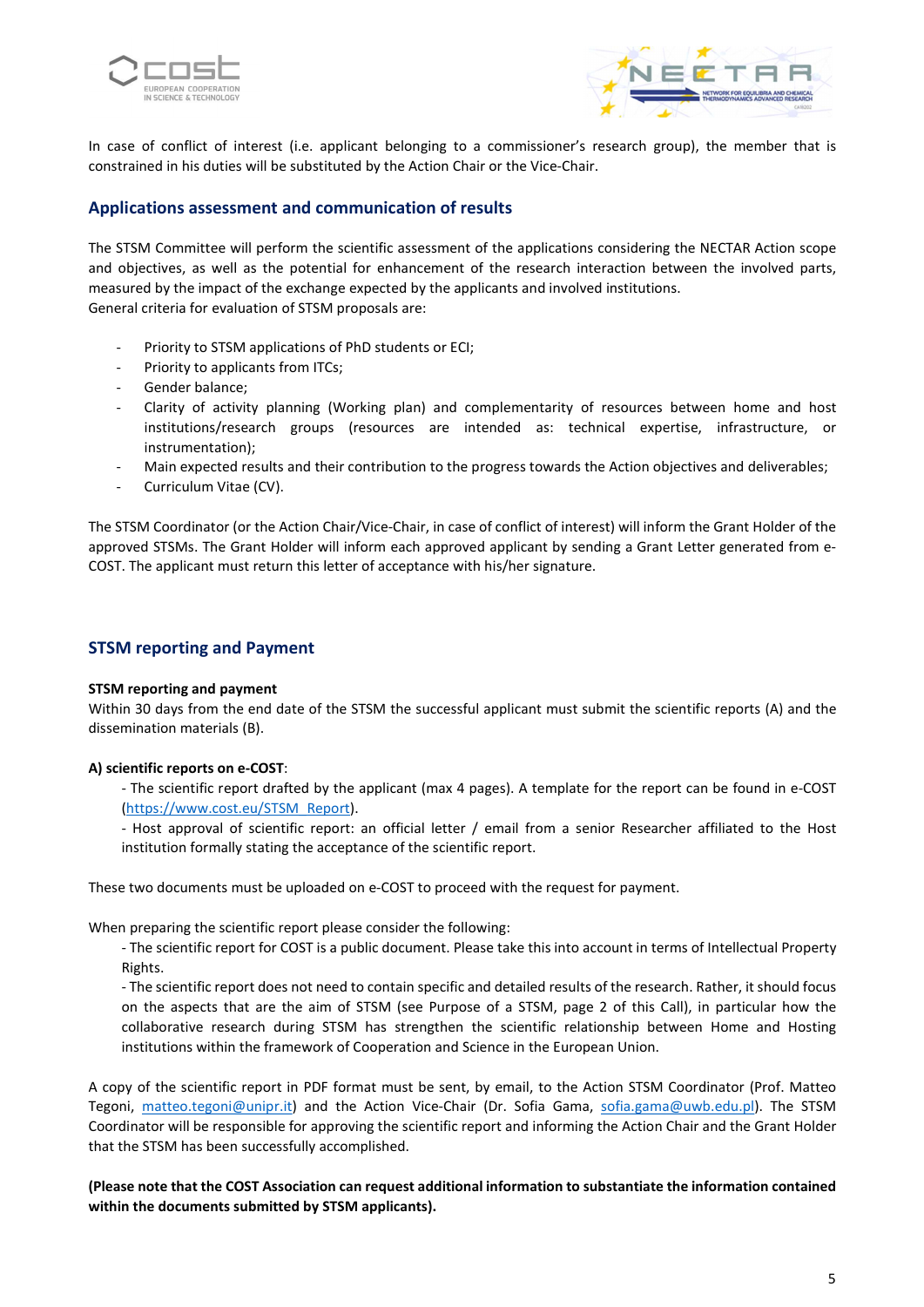In case of conflict of interest (i.e. applicant belonging to a commissioner's research group), the member that is constrained in his duties will be substituted by the Action Chair or the Vice-Chair.

## Applications assessment and communication of results

The STSM Committee will perform the scientific assessment of the applications considering the NECTAR Action scope and objectives, as well as the potential for enhancement of the research interaction between the involved parts, measured by the impact of the exchange expected by the applicants and involved institutions.
General criteria for evaluation of STSM proposals are:

- Priority to STSM applications of PhD students or ECI;
- Priority to applicants from ITCs;
- Gender balance;
- Clarity of activity planning (Working plan) and complementarity of resources between home and host institutions/research groups (resources are intended as: technical expertise, infrastructure, or instrumentation);
- Main expected results and their contribution to the progress towards the Action objectives and deliverables;
- Curriculum Vitae (CV).

The STSM Coordinator (or the Action Chair/Vice-Chair, in case of conflict of interest) will inform the Grant Holder of the approved STSMs. The Grant Holder will inform each approved applicant by sending a Grant Letter generated from e-COST. The applicant must return this letter of acceptance with his/her signature.

## STSM reporting and Payment

**STSM reporting and payment**
Within 30 days from the end date of the STSM the successful applicant must submit the scientific reports (A) and the dissemination materials (B).

**A) scientific reports on e-COST**:

- The scientific report drafted by the applicant (max 4 pages). A template for the report can be found in e-COST (https://www.cost.eu/STSM_Report).
- Host approval of scientific report: an official letter / email from a senior Researcher affiliated to the Host institution formally stating the acceptance of the scientific report.

These two documents must be uploaded on e-COST to proceed with the request for payment.

When preparing the scientific report please consider the following:

- The scientific report for COST is a public document. Please take this into account in terms of Intellectual Property Rights.
- The scientific report does not need to contain specific and detailed results of the research. Rather, it should focus on the aspects that are the aim of STSM (see Purpose of a STSM, page 2 of this Call), in particular how the collaborative research during STSM has strengthen the scientific relationship between Home and Hosting institutions within the framework of Cooperation and Science in the European Union.

A copy of the scientific report in PDF format must be sent, by email, to the Action STSM Coordinator (Prof. Matteo Tegoni, matteo.tegoni@unipr.it) and the Action Vice-Chair (Dr. Sofia Gama, sofia.gama@uwb.edu.pl). The STSM Coordinator will be responsible for approving the scientific report and informing the Action Chair and the Grant Holder that the STSM has been successfully accomplished.

**(Please note that the COST Association can request additional information to substantiate the information contained within the documents submitted by STSM applicants).**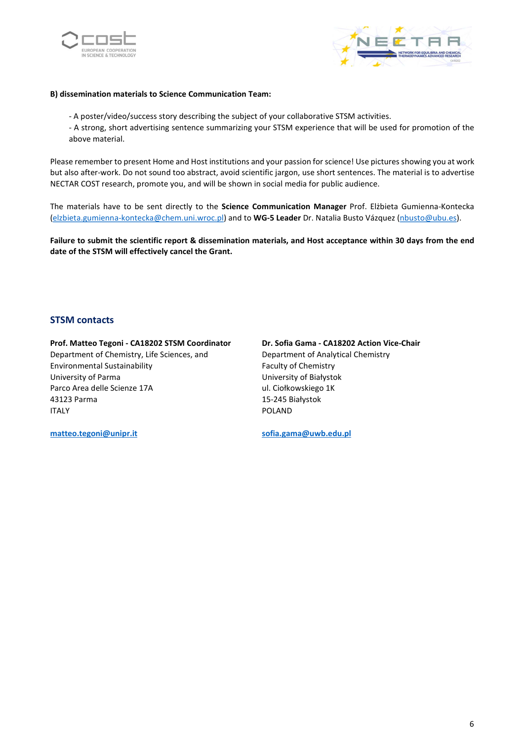**B) dissemination materials to Science Communication Team:**

- A poster/video/success story describing the subject of your collaborative STSM activities.
- A strong, short advertising sentence summarizing your STSM experience that will be used for promotion of the above material.

Please remember to present Home and Host institutions and your passion for science! Use pictures showing you at work but also after-work. Do not sound too abstract, avoid scientific jargon, use short sentences. The material is to advertise NECTAR COST research, promote you, and will be shown in social media for public audience.

The materials have to be sent directly to the **Science Communication Manager** Prof. Elżbieta Gumienna-Kontecka (elzbieta.gumienna-kontecka@chem.uni.wroc.pl) and to **WG-5 Leader** Dr. Natalia Busto Vázquez (nbusto@ubu.es).

**Failure to submit the scientific report & dissemination materials, and Host acceptance within 30 days from the end date of the STSM will effectively cancel the Grant.**

## STSM contacts

**Prof. Matteo Tegoni - CA18202 STSM Coordinator**
Department of Chemistry, Life Sciences, and Environmental Sustainability
University of Parma
Parco Area delle Scienze 17A
43123 Parma
ITALY

**matteo.tegoni@unipr.it**

**Dr. Sofia Gama - CA18202 Action Vice-Chair**
Department of Analytical Chemistry
Faculty of Chemistry
University of Białystok
ul. Ciołkowskiego 1K
15-245 Białystok
POLAND

**sofia.gama@uwb.edu.pl**